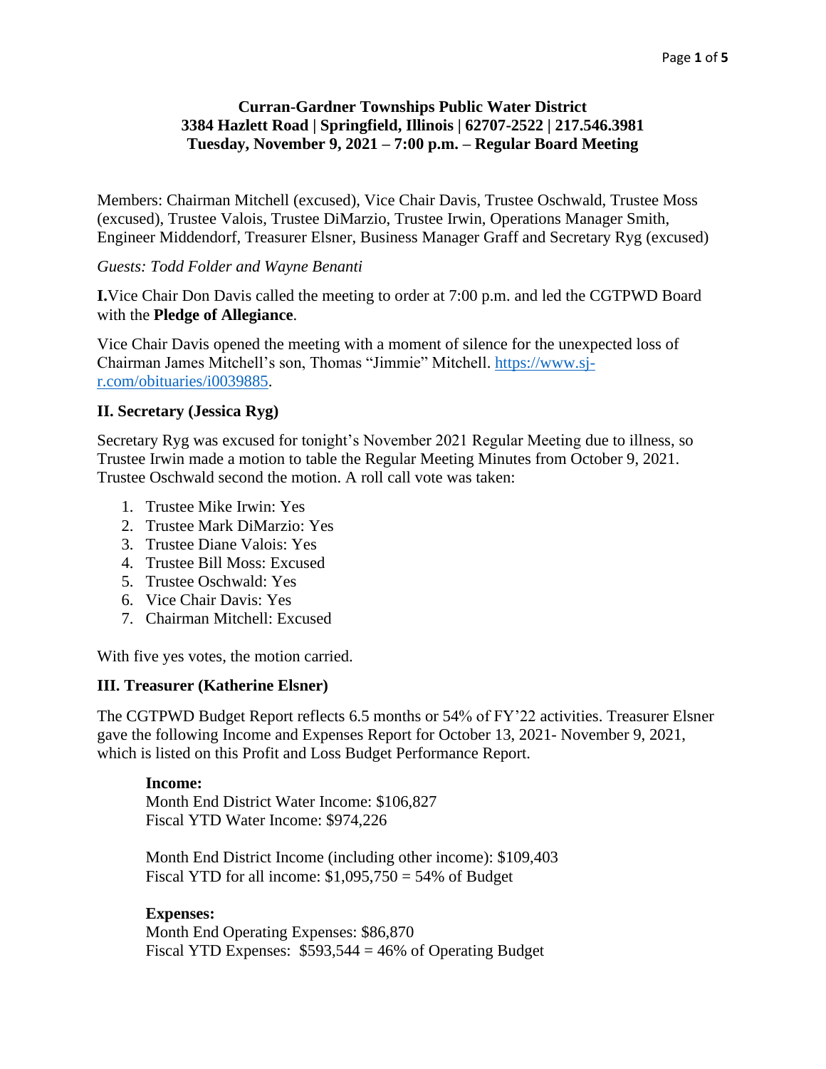**Curran-Gardner Townships Public Water District**
**3384 Hazlett Road | Springfield, Illinois | 62707-2522 | 217.546.3981**
**Tuesday, November 9, 2021 – 7:00 p.m. – Regular Board Meeting**

Members: Chairman Mitchell (excused), Vice Chair Davis, Trustee Oschwald, Trustee Moss (excused), Trustee Valois, Trustee DiMarzio, Trustee Irwin, Operations Manager Smith, Engineer Middendorf, Treasurer Elsner, Business Manager Graff and Secretary Ryg (excused)

*Guests: Todd Folder and Wayne Benanti*

**I.**Vice Chair Don Davis called the meeting to order at 7:00 p.m. and led the CGTPWD Board with the **Pledge of Allegiance**.

Vice Chair Davis opened the meeting with a moment of silence for the unexpected loss of Chairman James Mitchell's son, Thomas "Jimmie" Mitchell. https://www.sj-r.com/obituaries/i0039885.

**II. Secretary (Jessica Ryg)**

Secretary Ryg was excused for tonight's November 2021 Regular Meeting due to illness, so Trustee Irwin made a motion to table the Regular Meeting Minutes from October 9, 2021. Trustee Oschwald second the motion. A roll call vote was taken:

1. Trustee Mike Irwin: Yes
2. Trustee Mark DiMarzio: Yes
3. Trustee Diane Valois: Yes
4. Trustee Bill Moss: Excused
5. Trustee Oschwald: Yes
6. Vice Chair Davis: Yes
7. Chairman Mitchell: Excused

With five yes votes, the motion carried.

**III. Treasurer (Katherine Elsner)**

The CGTPWD Budget Report reflects 6.5 months or 54% of FY'22 activities. Treasurer Elsner gave the following Income and Expenses Report for October 13, 2021- November 9, 2021, which is listed on this Profit and Loss Budget Performance Report.

**Income:**
Month End District Water Income: $106,827
Fiscal YTD Water Income: $974,226

Month End District Income (including other income): $109,403
Fiscal YTD for all income: $1,095,750 = 54% of Budget

**Expenses:**
Month End Operating Expenses: $86,870
Fiscal YTD Expenses: $593,544 = 46% of Operating Budget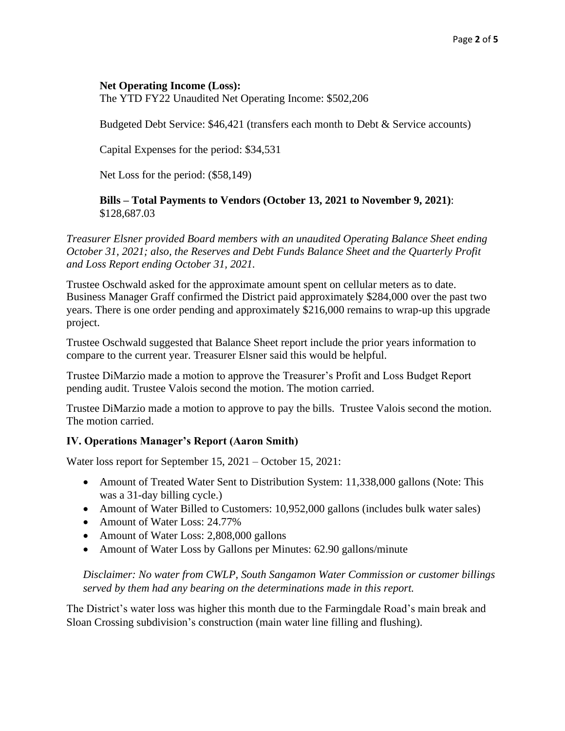**Net Operating Income (Loss):**
The YTD FY22 Unaudited Net Operating Income: $502,206

Budgeted Debt Service: $46,421 (transfers each month to Debt & Service accounts)

Capital Expenses for the period: $34,531

Net Loss for the period: ($58,149)

**Bills – Total Payments to Vendors (October 13, 2021 to November 9, 2021)**:
$128,687.03

*Treasurer Elsner provided Board members with an unaudited Operating Balance Sheet ending October 31, 2021; also, the Reserves and Debt Funds Balance Sheet and the Quarterly Profit and Loss Report ending October 31, 2021.*

Trustee Oschwald asked for the approximate amount spent on cellular meters as to date. Business Manager Graff confirmed the District paid approximately $284,000 over the past two years. There is one order pending and approximately $216,000 remains to wrap-up this upgrade project.

Trustee Oschwald suggested that Balance Sheet report include the prior years information to compare to the current year. Treasurer Elsner said this would be helpful.

Trustee DiMarzio made a motion to approve the Treasurer's Profit and Loss Budget Report pending audit. Trustee Valois second the motion. The motion carried.

Trustee DiMarzio made a motion to approve to pay the bills. Trustee Valois second the motion. The motion carried.

### IV. Operations Manager's Report (Aaron Smith)

Water loss report for September 15, 2021 – October 15, 2021:

- Amount of Treated Water Sent to Distribution System: 11,338,000 gallons (Note: This was a 31-day billing cycle.)
- Amount of Water Billed to Customers: 10,952,000 gallons (includes bulk water sales)
- Amount of Water Loss: 24.77%
- Amount of Water Loss: 2,808,000 gallons
- Amount of Water Loss by Gallons per Minutes: 62.90 gallons/minute

*Disclaimer: No water from CWLP, South Sangamon Water Commission or customer billings served by them had any bearing on the determinations made in this report.*

The District's water loss was higher this month due to the Farmingdale Road's main break and Sloan Crossing subdivision's construction (main water line filling and flushing).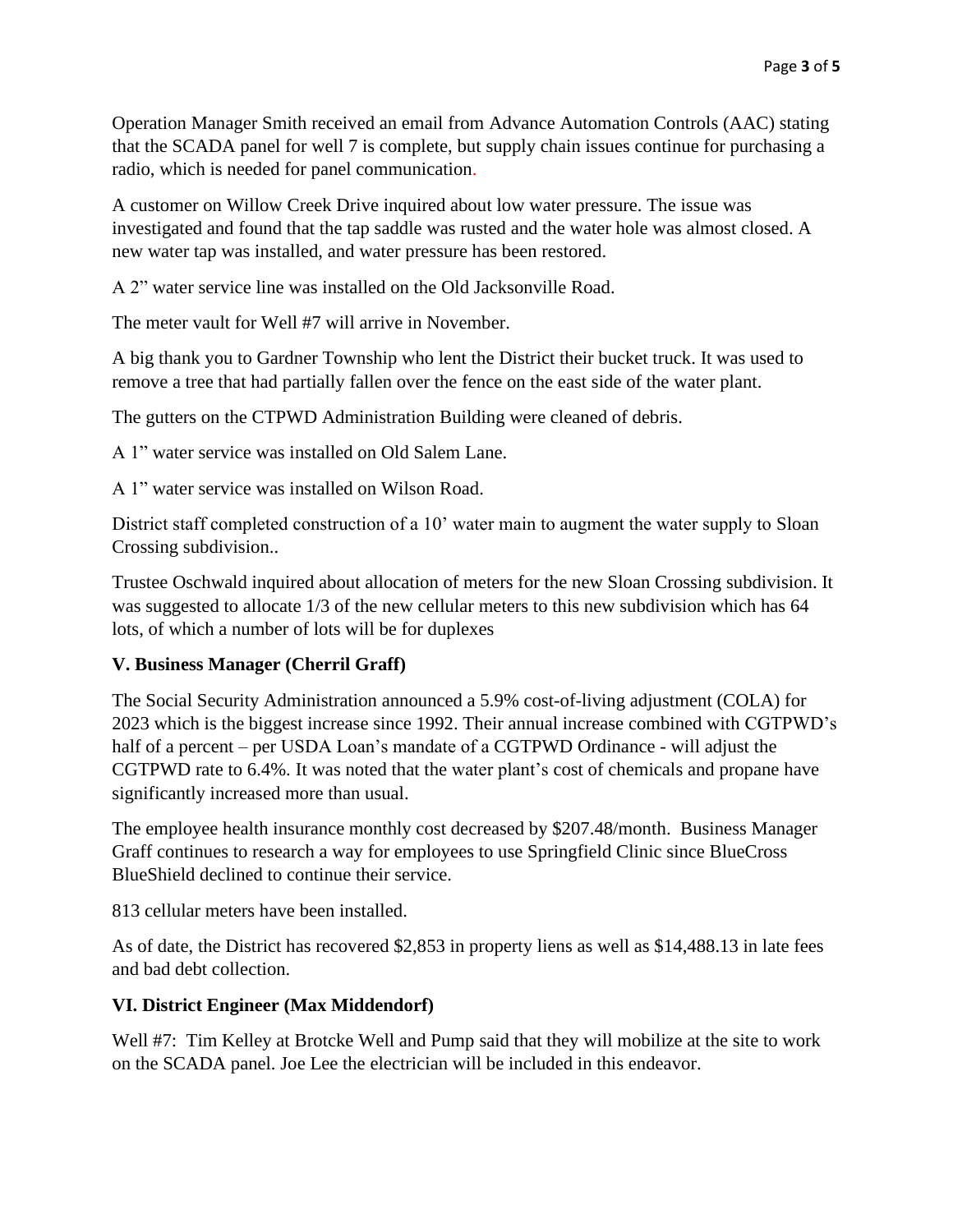Operation Manager Smith received an email from Advance Automation Controls (AAC) stating that the SCADA panel for well 7 is complete, but supply chain issues continue for purchasing a radio, which is needed for panel communication.

A customer on Willow Creek Drive inquired about low water pressure. The issue was investigated and found that the tap saddle was rusted and the water hole was almost closed. A new water tap was installed, and water pressure has been restored.

A 2” water service line was installed on the Old Jacksonville Road.

The meter vault for Well #7 will arrive in November.

A big thank you to Gardner Township who lent the District their bucket truck. It was used to remove a tree that had partially fallen over the fence on the east side of the water plant.

The gutters on the CTPWD Administration Building were cleaned of debris.

A 1” water service was installed on Old Salem Lane.

A 1” water service was installed on Wilson Road.

District staff completed construction of a 10’ water main to augment the water supply to Sloan Crossing subdivision..

Trustee Oschwald inquired about allocation of meters for the new Sloan Crossing subdivision. It was suggested to allocate 1/3 of the new cellular meters to this new subdivision which has 64 lots, of which a number of lots will be for duplexes

**V. Business Manager (Cherril Graff)**

The Social Security Administration announced a 5.9% cost-of-living adjustment (COLA) for 2023 which is the biggest increase since 1992. Their annual increase combined with CGTPWD’s half of a percent – per USDA Loan’s mandate of a CGTPWD Ordinance - will adjust the CGTPWD rate to 6.4%. It was noted that the water plant’s cost of chemicals and propane have significantly increased more than usual.

The employee health insurance monthly cost decreased by $207.48/month. Business Manager Graff continues to research a way for employees to use Springfield Clinic since BlueCross BlueShield declined to continue their service.

813 cellular meters have been installed.

As of date, the District has recovered $2,853 in property liens as well as $14,488.13 in late fees and bad debt collection.

**VI. District Engineer (Max Middendorf)**

Well #7: Tim Kelley at Brotcke Well and Pump said that they will mobilize at the site to work on the SCADA panel. Joe Lee the electrician will be included in this endeavor.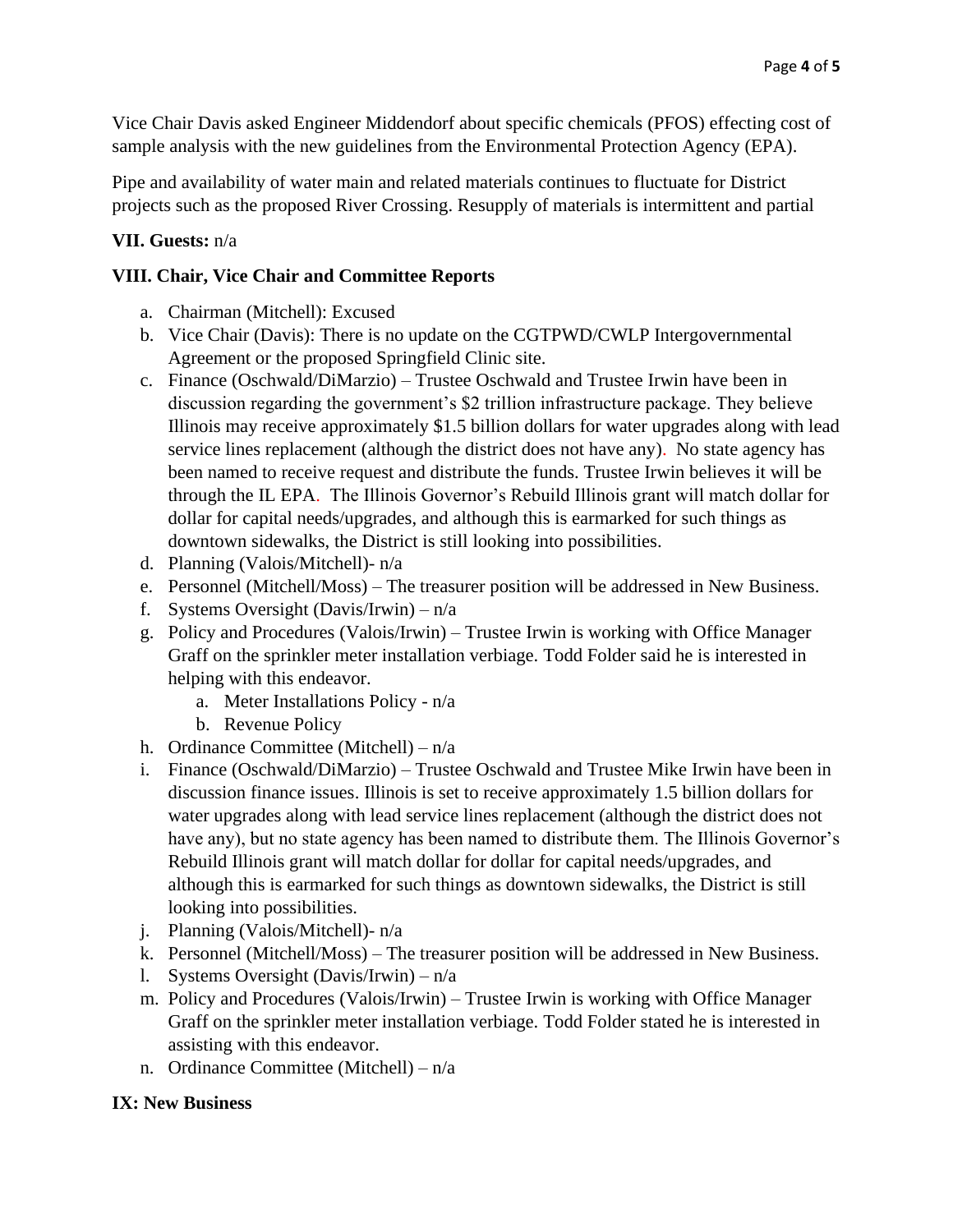Vice Chair Davis asked Engineer Middendorf about specific chemicals (PFOS) effecting cost of sample analysis with the new guidelines from the Environmental Protection Agency (EPA).

Pipe and availability of water main and related materials continues to fluctuate for District projects such as the proposed River Crossing. Resupply of materials is intermittent and partial

**VII. Guests:** n/a

**VIII. Chair, Vice Chair and Committee Reports**

a. Chairman (Mitchell): Excused
b. Vice Chair (Davis): There is no update on the CGTPWD/CWLP Intergovernmental Agreement or the proposed Springfield Clinic site.
c. Finance (Oschwald/DiMarzio) – Trustee Oschwald and Trustee Irwin have been in discussion regarding the government's $2 trillion infrastructure package. They believe Illinois may receive approximately $1.5 billion dollars for water upgrades along with lead service lines replacement (although the district does not have any). No state agency has been named to receive request and distribute the funds. Trustee Irwin believes it will be through the IL EPA. The Illinois Governor's Rebuild Illinois grant will match dollar for dollar for capital needs/upgrades, and although this is earmarked for such things as downtown sidewalks, the District is still looking into possibilities.
d. Planning (Valois/Mitchell)- n/a
e. Personnel (Mitchell/Moss) – The treasurer position will be addressed in New Business.
f. Systems Oversight (Davis/Irwin) – n/a
g. Policy and Procedures (Valois/Irwin) – Trustee Irwin is working with Office Manager Graff on the sprinkler meter installation verbiage. Todd Folder said he is interested in helping with this endeavor.
    a. Meter Installations Policy - n/a
    b. Revenue Policy
h. Ordinance Committee (Mitchell) – n/a
i. Finance (Oschwald/DiMarzio) – Trustee Oschwald and Trustee Mike Irwin have been in discussion finance issues. Illinois is set to receive approximately 1.5 billion dollars for water upgrades along with lead service lines replacement (although the district does not have any), but no state agency has been named to distribute them. The Illinois Governor's Rebuild Illinois grant will match dollar for dollar for capital needs/upgrades, and although this is earmarked for such things as downtown sidewalks, the District is still looking into possibilities.
j. Planning (Valois/Mitchell)- n/a
k. Personnel (Mitchell/Moss) – The treasurer position will be addressed in New Business.
l. Systems Oversight (Davis/Irwin) – n/a
m. Policy and Procedures (Valois/Irwin) – Trustee Irwin is working with Office Manager Graff on the sprinkler meter installation verbiage. Todd Folder stated he is interested in assisting with this endeavor.
n. Ordinance Committee (Mitchell) – n/a

**IX: New Business**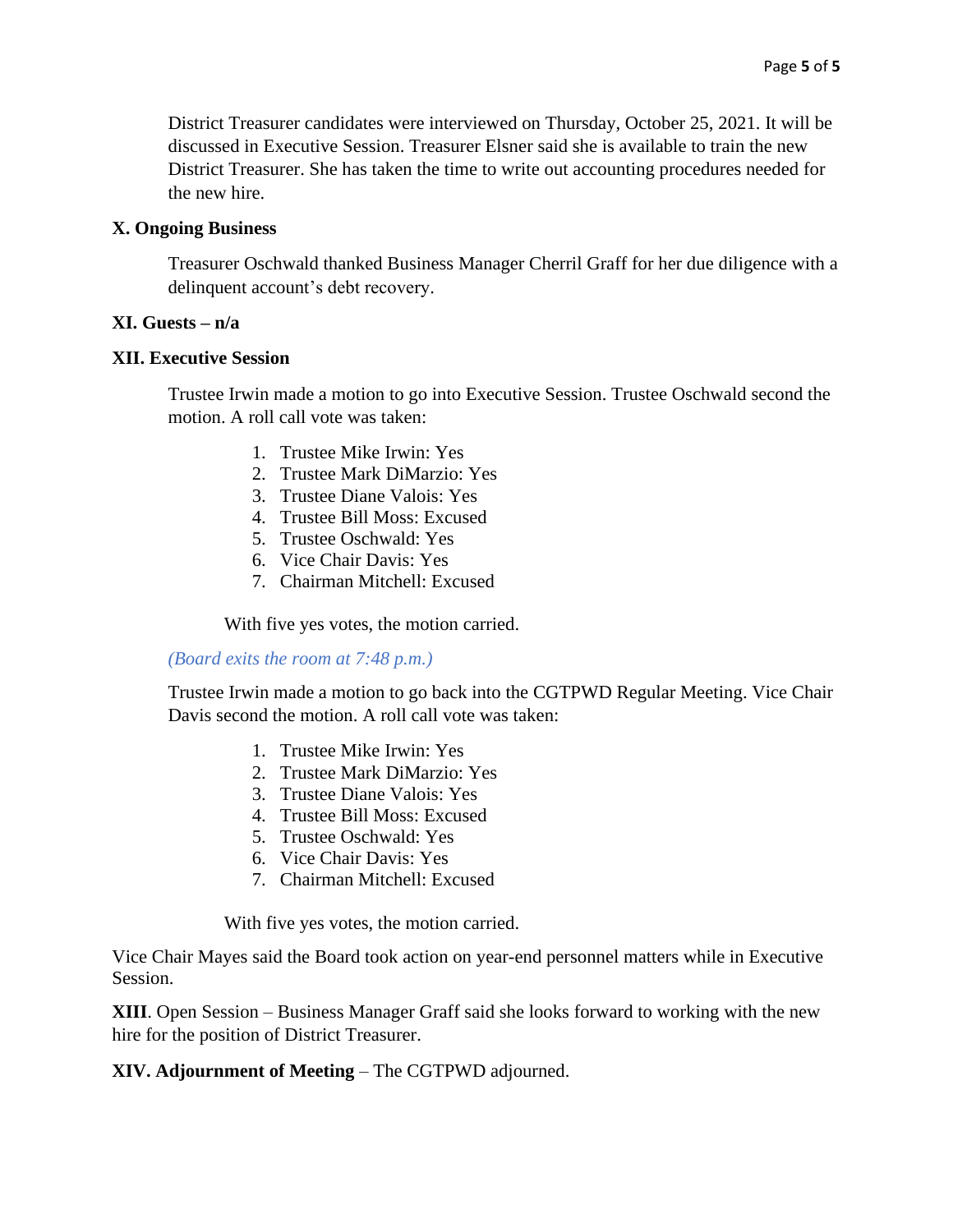District Treasurer candidates were interviewed on Thursday, October 25, 2021. It will be discussed in Executive Session. Treasurer Elsner said she is available to train the new District Treasurer. She has taken the time to write out accounting procedures needed for the new hire.

**X. Ongoing Business**

Treasurer Oschwald thanked Business Manager Cherril Graff for her due diligence with a delinquent account's debt recovery.

**XI. Guests – n/a**

**XII. Executive Session**

Trustee Irwin made a motion to go into Executive Session. Trustee Oschwald second the motion. A roll call vote was taken:

1. Trustee Mike Irwin: Yes
2. Trustee Mark DiMarzio: Yes
3. Trustee Diane Valois: Yes
4. Trustee Bill Moss: Excused
5. Trustee Oschwald: Yes
6. Vice Chair Davis: Yes
7. Chairman Mitchell: Excused

With five yes votes, the motion carried.

*(Board exits the room at 7:48 p.m.)*

Trustee Irwin made a motion to go back into the CGTPWD Regular Meeting. Vice Chair Davis second the motion. A roll call vote was taken:

1. Trustee Mike Irwin: Yes
2. Trustee Mark DiMarzio: Yes
3. Trustee Diane Valois: Yes
4. Trustee Bill Moss: Excused
5. Trustee Oschwald: Yes
6. Vice Chair Davis: Yes
7. Chairman Mitchell: Excused

With five yes votes, the motion carried.

Vice Chair Mayes said the Board took action on year-end personnel matters while in Executive Session.

**XIII**. Open Session – Business Manager Graff said she looks forward to working with the new hire for the position of District Treasurer.

**XIV. Adjournment of Meeting** – The CGTPWD adjourned.